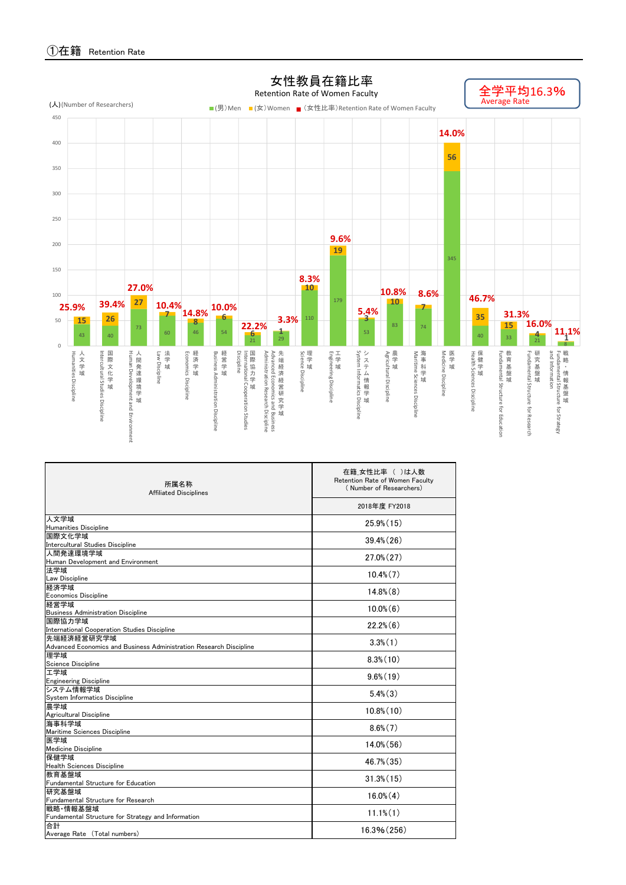## ①在籍 Retention Rate

### 女性教員在籍比率
Retention Rate of Women Faculty

全学平均16.3%
Average Rate

(人)(Number of Researchers)

■(男)Men ■(女)Women ■(女性比率)Retention Rate of Women Faculty

| 所属名称 | (男)Men | (女)Women | (女性比率) |
|---|---|---|---|
| 人文学域 Humanities Discipline | 43 | 15 | 25.9% |
| 国際文化学域 Intercultural Studies Discipline | 40 | 26 | 39.4% |
| 人間発達環境学域 Human Development and Environment | 73 | 27 | 27.0% |
| 法学域 Law Discipline | 60 | 7 | 10.4% |
| 経済学域 Economics Discipline | 46 | 8 | 14.8% |
| 経営学域 Business Administration Discipline | 54 | 6 | 10.0% |
| 国際協力学域 International Cooperation Studies Discipline | 21 | 6 | 22.2% |
| 先端経済経営研究学域 Advanced Economics and Business Administration Research Discipline | 29 | 1 | 3.3% |
| 理学域 Science Discipline | 110 | 10 | 8.3% |
| 工学域 Engineering Discipline | 179 | 19 | 9.6% |
| システム情報学域 System Informatics Discipline | 53 | 3 | 5.4% |
| 農学域 Agricultural Discipline | 83 | 10 | 10.8% |
| 海事科学域 Maritime Sciences Discipline | 74 | 7 | 8.6% |
| 医学域 Medicine Discipline | 345 | 56 | 14.0% |
| 保健学域 Health Sciences Discipline | 40 | 35 | 46.7% |
| 教育基盤域 Fundamental Structure for Education | 33 | 15 | 31.3% |
| 研究基盤域 Fundamental Structure for Research | 21 | 4 | 16.0% |
| 戦略・情報基盤域 Fundamental Structure for Strategy and Information | 8 | 1 | 11.1% |

| 所属名称<br>Affiliated Disciplines | 在籍_女性比率（ ）は人数<br>Retention Rate of Women Faculty<br>（Number of Researchers）<br>2018年度 FY2018 |
|---|---|
| 人文学域<br>Humanities Discipline | 25.9%(15) |
| 国際文化学域<br>Intercultural Studies Discipline | 39.4%(26) |
| 人間発達環境学域<br>Human Development and Environment | 27.0%(27) |
| 法学域<br>Law Discipline | 10.4%(7) |
| 経済学域<br>Economics Discipline | 14.8%(8) |
| 経営学域<br>Business Administration Discipline | 10.0%(6) |
| 国際協力学域<br>International Cooperation Studies Discipline | 22.2%(6) |
| 先端経済経営研究学域<br>Advanced Economics and Business Administration Research Discipline | 3.3%(1) |
| 理学域<br>Science Discipline | 8.3%(10) |
| 工学域<br>Engineering Discipline | 9.6%(19) |
| システム情報学域<br>System Informatics Discipline | 5.4%(3) |
| 農学域<br>Agricultural Discipline | 10.8%(10) |
| 海事科学域<br>Maritime Sciences Discipline | 8.6%(7) |
| 医学域<br>Medicine Discipline | 14.0%(56) |
| 保健学域<br>Health Sciences Discipline | 46.7%(35) |
| 教育基盤域<br>Fundamental Structure for Education | 31.3%(15) |
| 研究基盤域<br>Fundamental Structure for Research | 16.0%(4) |
| 戦略･情報基盤域<br>Fundamental Structure for Strategy and Information | 11.1%(1) |
| 合計<br>Average Rate （Total numbers） | 16.3%(256) |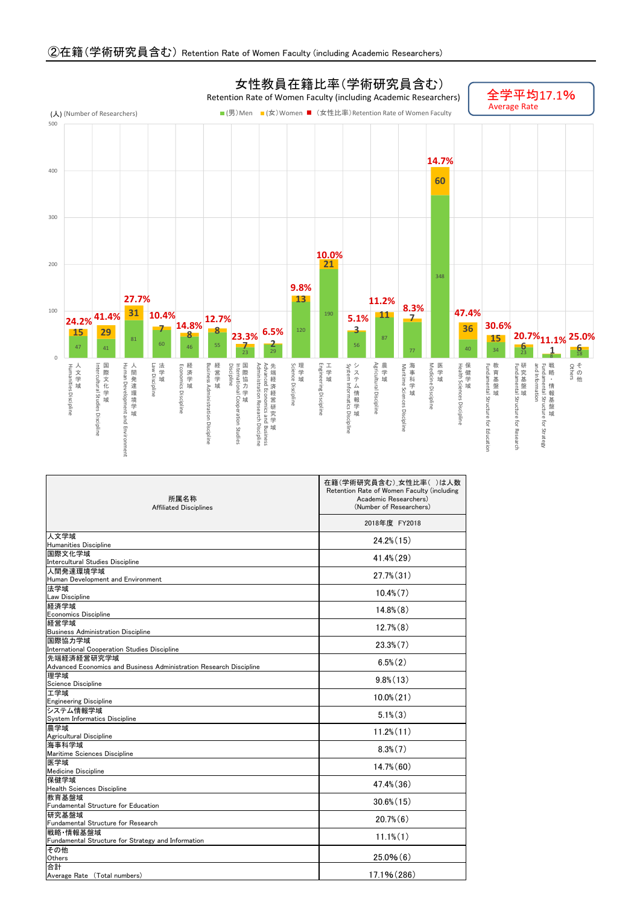## ②在籍(学術研究員含む) Retention Rate of Women Faculty (including Academic Researchers)

**女性教員在籍比率(学術研究員含む)**
Retention Rate of Women Faculty (including Academic Researchers)

全学平均17.1%
Average Rate

(人) (Number of Researchers)

■(男)Men ■(女)Women ■ (女性比率)Retention Rate of Women Faculty

| 所属名称 Affiliated Disciplines | (男)Men | (女)Women | (女性比率)Retention Rate of Women Faculty |
|---|---|---|---|
| 人文学域 Humanities Discipline | 47 | 15 | 24.2% |
| 国際文化学域 Intercultural Studies Discipline | 41 | 29 | 41.4% |
| 人間発達環境学域 Human Development and Environment | 81 | 31 | 27.7% |
| 法学域 Law Discipline | 60 | 7 | 10.4% |
| 経済学域 Economics Discipline | 46 | 8 | 14.8% |
| 経営学域 Business Administration Discipline | 55 | 8 | 12.7% |
| 国際協力学域 International Cooperation Studies Discipline | 23 | 7 | 23.3% |
| 先端経済経営研究学域 Advanced Economics and Business Administration Research Discipline | 29 | 2 | 6.5% |
| 理学域 Science Discipline | 120 | 13 | 9.8% |
| 工学域 Engineering Discipline | 190 | 21 | 10.0% |
| システム情報学域 System Informatics Discipline | 56 | 3 | 5.1% |
| 農学域 Agricultural Discipline | 87 | 11 | 11.2% |
| 海事科学域 Maritime Sciences Discipline | 77 | 7 | 8.3% |
| 医学域 Medicine Discipline | 348 | 60 | 14.7% |
| 保健学域 Health Sciences Discipline | 40 | 36 | 47.4% |
| 教育基盤域 Fundamental Structure for Education | 34 | 15 | 30.6% |
| 研究基盤域 Fundamental Structure for Research | 23 | 6 | 20.7% |
| 戦略・情報基盤域 Fundamental Structure for Strategy and Information | 8 | 1 | 11.1% |
| その他 Others | 18 | 6 | 25.0% |

| 所属名称 Affiliated Disciplines | 在籍(学術研究員含む)_女性比率( )は人数 Retention Rate of Women Faculty (including Academic Researchers) (Number of Researchers) |
|---|---|
| | 2018年度 FY2018 |
| 人文学域 Humanities Discipline | 24.2%(15) |
| 国際文化学域 Intercultural Studies Discipline | 41.4%(29) |
| 人間発達環境学域 Human Development and Environment | 27.7%(31) |
| 法学域 Law Discipline | 10.4%(7) |
| 経済学域 Economics Discipline | 14.8%(8) |
| 経営学域 Business Administration Discipline | 12.7%(8) |
| 国際協力学域 International Cooperation Studies Discipline | 23.3%(7) |
| 先端経済経営研究学域 Advanced Economics and Business Administration Research Discipline | 6.5%(2) |
| 理学域 Science Discipline | 9.8%(13) |
| 工学域 Engineering Discipline | 10.0%(21) |
| システム情報学域 System Informatics Discipline | 5.1%(3) |
| 農学域 Agricultural Discipline | 11.2%(11) |
| 海事科学域 Maritime Sciences Discipline | 8.3%(7) |
| 医学域 Medicine Discipline | 14.7%(60) |
| 保健学域 Health Sciences Discipline | 47.4%(36) |
| 教育基盤域 Fundamental Structure for Education | 30.6%(15) |
| 研究基盤域 Fundamental Structure for Research | 20.7%(6) |
| 戦略・情報基盤域 Fundamental Structure for Strategy and Information | 11.1%(1) |
| その他 Others | 25.0%(6) |
| 合計 Average Rate (Total numbers) | 17.1%(286) |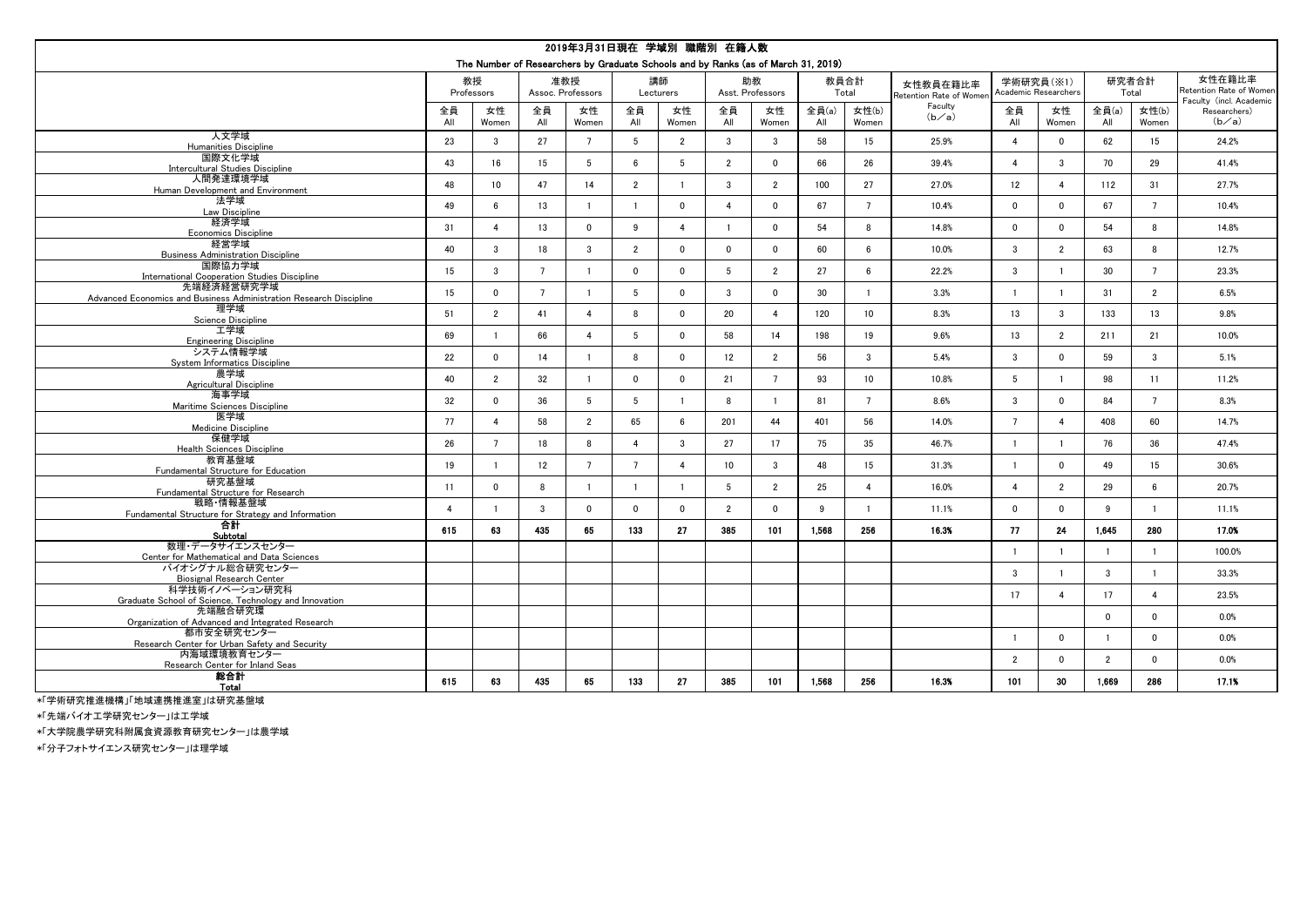# 2019年3月31日現在 学域別 職階別 在籍人数

The Number of Researchers by Graduate Schools and by Ranks (as of March 31, 2019)

| | 教授 Professors | | 准教授 Assoc. Professors | | 講師 Lecturers | | 助教 Asst. Professors | | 教員合計 Total | | 女性教員在籍比率 Retention Rate of Women Faculty (b／a) | 学術研究員(※1) Academic Researchers | | 研究者合計 Total | | 女性在籍比率 Retention Rate of Women Faculty (incl. Academic Researchers) (b／a) |
|---|---|---|---|---|---|---|---|---|---|---|---|---|---|---|---|---|
| | 全員 All | 女性 Women | 全員 All | 女性 Women | 全員 All | 女性 Women | 全員 All | 女性 Women | 全員(a) All | 女性(b) Women | | 全員 All | 女性 Women | 全員(a) All | 女性(b) Women | |
| 人文学域 Humanities Discipline | 23 | 3 | 27 | 7 | 5 | 2 | 3 | 3 | 58 | 15 | 25.9% | 4 | 0 | 62 | 15 | 24.2% |
| 国際文化学域 Intercultural Studies Discipline | 43 | 16 | 15 | 5 | 6 | 5 | 2 | 0 | 66 | 26 | 39.4% | 4 | 3 | 70 | 29 | 41.4% |
| 人間発達環境学域 Human Development and Environment | 48 | 10 | 47 | 14 | 2 | 1 | 3 | 2 | 100 | 27 | 27.0% | 12 | 4 | 112 | 31 | 27.7% |
| 法学域 Law Discipline | 49 | 6 | 13 | 1 | 1 | 0 | 4 | 0 | 67 | 7 | 10.4% | 0 | 0 | 67 | 7 | 10.4% |
| 経済学域 Economics Discipline | 31 | 4 | 13 | 0 | 9 | 4 | 1 | 0 | 54 | 8 | 14.8% | 0 | 0 | 54 | 8 | 14.8% |
| 経営学域 Business Administration Discipline | 40 | 3 | 18 | 3 | 2 | 0 | 0 | 0 | 60 | 6 | 10.0% | 3 | 2 | 63 | 8 | 12.7% |
| 国際協力学域 International Cooperation Studies Discipline | 15 | 3 | 7 | 1 | 0 | 0 | 5 | 2 | 27 | 6 | 22.2% | 3 | 1 | 30 | 7 | 23.3% |
| 先端経済経営研究学域 Advanced Economics and Business Administration Research Discipline | 15 | 0 | 7 | 1 | 5 | 0 | 3 | 0 | 30 | 1 | 3.3% | 1 | 1 | 31 | 2 | 6.5% |
| 理学域 Science Discipline | 51 | 2 | 41 | 4 | 8 | 0 | 20 | 4 | 120 | 10 | 8.3% | 13 | 3 | 133 | 13 | 9.8% |
| 工学域 Engineering Discipline | 69 | 1 | 66 | 4 | 5 | 0 | 58 | 14 | 198 | 19 | 9.6% | 13 | 2 | 211 | 21 | 10.0% |
| システム情報学域 System Informatics Discipline | 22 | 0 | 14 | 1 | 8 | 0 | 12 | 2 | 56 | 3 | 5.4% | 3 | 0 | 59 | 3 | 5.1% |
| 農学域 Agricultural Discipline | 40 | 2 | 32 | 1 | 0 | 0 | 21 | 7 | 93 | 10 | 10.8% | 5 | 1 | 98 | 11 | 11.2% |
| 海事学域 Maritime Sciences Discipline | 32 | 0 | 36 | 5 | 5 | 1 | 8 | 1 | 81 | 7 | 8.6% | 3 | 0 | 84 | 7 | 8.3% |
| 医学域 Medicine Discipline | 77 | 4 | 58 | 2 | 65 | 6 | 201 | 44 | 401 | 56 | 14.0% | 7 | 4 | 408 | 60 | 14.7% |
| 保健学域 Health Sciences Discipline | 26 | 7 | 18 | 8 | 4 | 3 | 27 | 17 | 75 | 35 | 46.7% | 1 | 1 | 76 | 36 | 47.4% |
| 教育基盤域 Fundamental Structure for Education | 19 | 1 | 12 | 7 | 7 | 4 | 10 | 3 | 48 | 15 | 31.3% | 1 | 0 | 49 | 15 | 30.6% |
| 研究基盤域 Fundamental Structure for Research | 11 | 0 | 8 | 1 | 1 | 1 | 5 | 2 | 25 | 4 | 16.0% | 4 | 2 | 29 | 6 | 20.7% |
| 戦略・情報基盤域 Fundamental Structure for Strategy and Information | 4 | 1 | 3 | 0 | 0 | 0 | 2 | 0 | 9 | 1 | 11.1% | 0 | 0 | 9 | 1 | 11.1% |
| **合計 Subtotal** | **615** | **63** | **435** | **65** | **133** | **27** | **385** | **101** | **1,568** | **256** | **16.3%** | **77** | **24** | **1,645** | **280** | **17.0%** |
| 数理・データサイエンスセンター Center for Mathematical and Data Sciences | | | | | | | | | | | | 1 | 1 | 1 | 1 | 100.0% |
| バイオシグナル総合研究センター Biosignal Research Center | | | | | | | | | | | | 3 | 1 | 3 | 1 | 33.3% |
| 科学技術イノベーション研究科 Graduate School of Science, Technology and Innovation | | | | | | | | | | | | 17 | 4 | 17 | 4 | 23.5% |
| 先端融合研究環 Organization of Advanced and Integrated Research | | | | | | | | | | | | | | 0 | 0 | 0.0% |
| 都市安全研究センター Research Center for Urban Safety and Security | | | | | | | | | | | | 1 | 0 | 1 | 0 | 0.0% |
| 内海域環境教育センター Research Center for Inland Seas | | | | | | | | | | | | 2 | 0 | 2 | 0 | 0.0% |
| **総合計 Total** | **615** | **63** | **435** | **65** | **133** | **27** | **385** | **101** | **1,568** | **256** | **16.3%** | **101** | **30** | **1,669** | **286** | **17.1%** |

*「学術研究推進機構」「地域連携推進室」は研究基盤域

*「先端バイオ工学研究センター」は工学域

*「大学院農学研究科附属食資源教育研究センター」は農学域

*「分子フォトサイエンス研究センター」は理学域